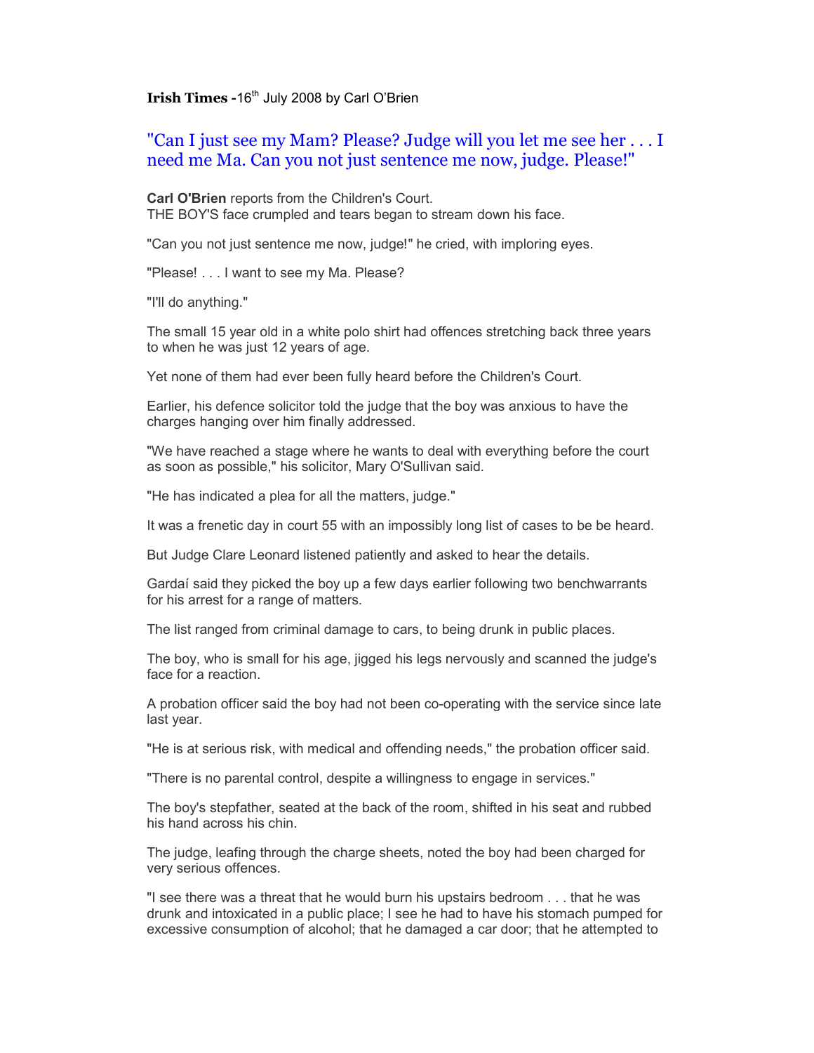**Irish Times** -16th July 2008 by Carl O'Brien

## "Can I just see my Mam? Please? Judge will you let me see her . . . I need me Ma. Can you not just sentence me now, judge. Please!"

**Carl O'Brien** reports from the Children's Court.
THE BOY'S face crumpled and tears began to stream down his face.

"Can you not just sentence me now, judge!" he cried, with imploring eyes.

"Please! . . . I want to see my Ma. Please?

"I'll do anything."

The small 15 year old in a white polo shirt had offences stretching back three years to when he was just 12 years of age.

Yet none of them had ever been fully heard before the Children's Court.

Earlier, his defence solicitor told the judge that the boy was anxious to have the charges hanging over him finally addressed.

"We have reached a stage where he wants to deal with everything before the court as soon as possible," his solicitor, Mary O'Sullivan said.

"He has indicated a plea for all the matters, judge."

It was a frenetic day in court 55 with an impossibly long list of cases to be be heard.

But Judge Clare Leonard listened patiently and asked to hear the details.

Gardaí said they picked the boy up a few days earlier following two benchwarrants for his arrest for a range of matters.

The list ranged from criminal damage to cars, to being drunk in public places.

The boy, who is small for his age, jigged his legs nervously and scanned the judge's face for a reaction.

A probation officer said the boy had not been co-operating with the service since late last year.

"He is at serious risk, with medical and offending needs," the probation officer said.

"There is no parental control, despite a willingness to engage in services."

The boy's stepfather, seated at the back of the room, shifted in his seat and rubbed his hand across his chin.

The judge, leafing through the charge sheets, noted the boy had been charged for very serious offences.

"I see there was a threat that he would burn his upstairs bedroom . . . that he was drunk and intoxicated in a public place; I see he had to have his stomach pumped for excessive consumption of alcohol; that he damaged a car door; that he attempted to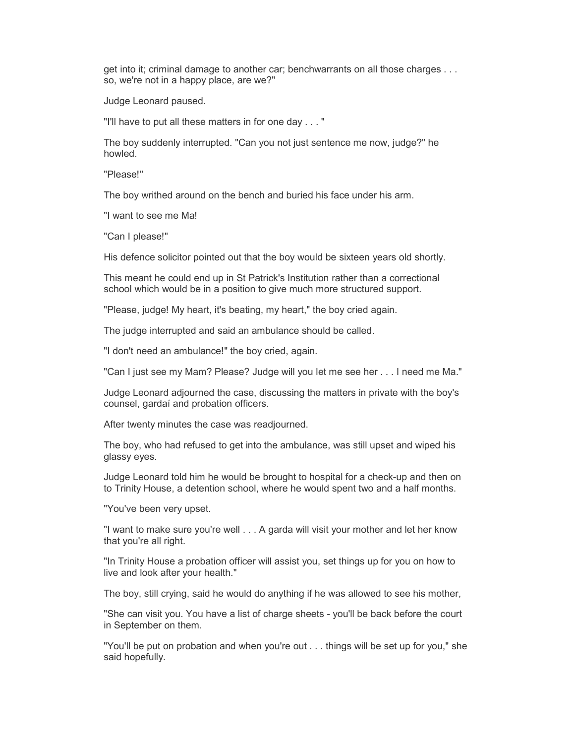get into it; criminal damage to another car; benchwarrants on all those charges . . . so, we're not in a happy place, are we?"

Judge Leonard paused.

"I'll have to put all these matters in for one day . . . "

The boy suddenly interrupted. "Can you not just sentence me now, judge?" he howled.

"Please!"

The boy writhed around on the bench and buried his face under his arm.

"I want to see me Ma!

"Can I please!"

His defence solicitor pointed out that the boy would be sixteen years old shortly.

This meant he could end up in St Patrick's Institution rather than a correctional school which would be in a position to give much more structured support.

"Please, judge! My heart, it's beating, my heart," the boy cried again.

The judge interrupted and said an ambulance should be called.

"I don't need an ambulance!" the boy cried, again.

"Can I just see my Mam? Please? Judge will you let me see her . . . I need me Ma."

Judge Leonard adjourned the case, discussing the matters in private with the boy's counsel, gardaí and probation officers.

After twenty minutes the case was readjourned.

The boy, who had refused to get into the ambulance, was still upset and wiped his glassy eyes.

Judge Leonard told him he would be brought to hospital for a check-up and then on to Trinity House, a detention school, where he would spent two and a half months.

"You've been very upset.

"I want to make sure you're well . . . A garda will visit your mother and let her know that you're all right.

"In Trinity House a probation officer will assist you, set things up for you on how to live and look after your health."

The boy, still crying, said he would do anything if he was allowed to see his mother,

"She can visit you. You have a list of charge sheets - you'll be back before the court in September on them.

"You'll be put on probation and when you're out . . . things will be set up for you," she said hopefully.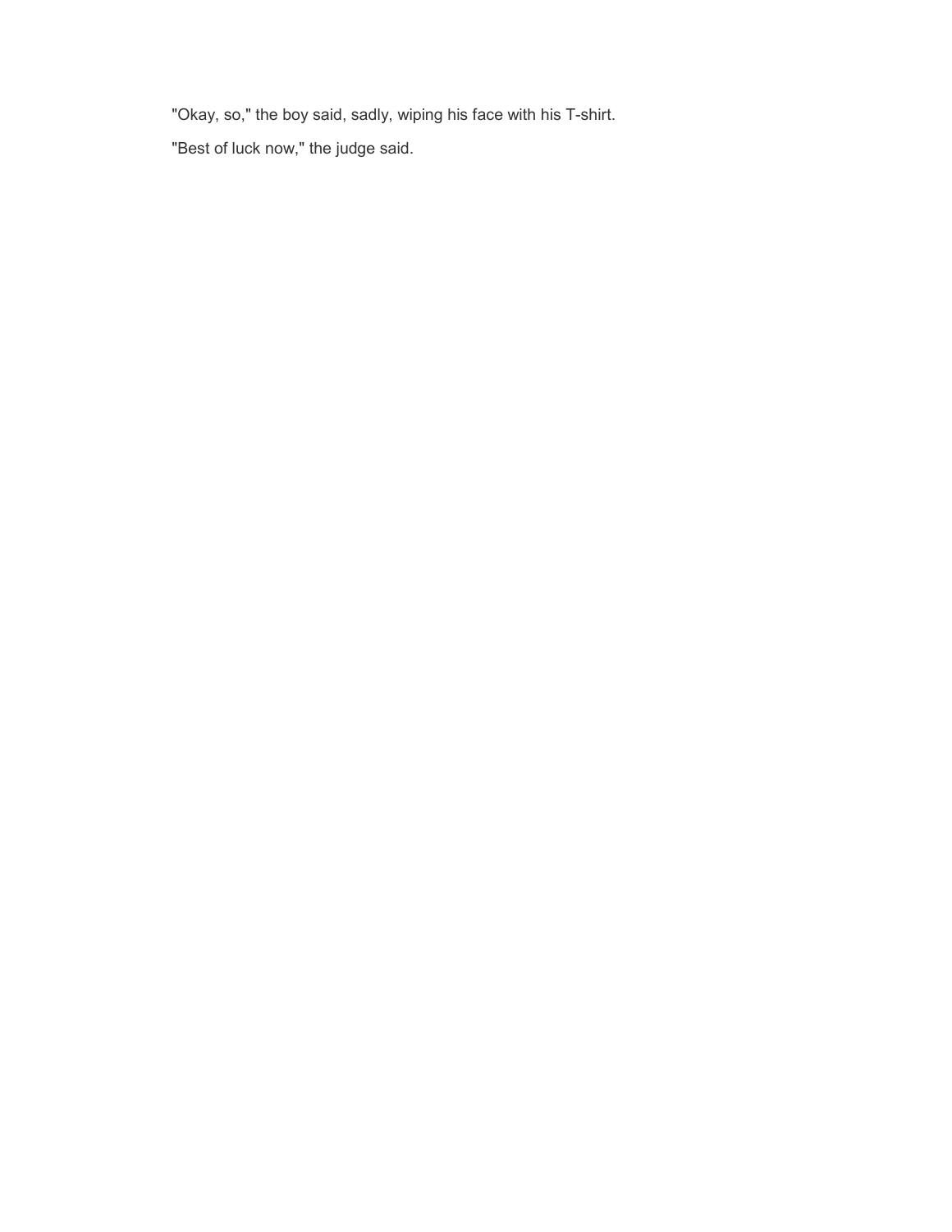"Okay, so," the boy said, sadly, wiping his face with his T-shirt.

"Best of luck now," the judge said.